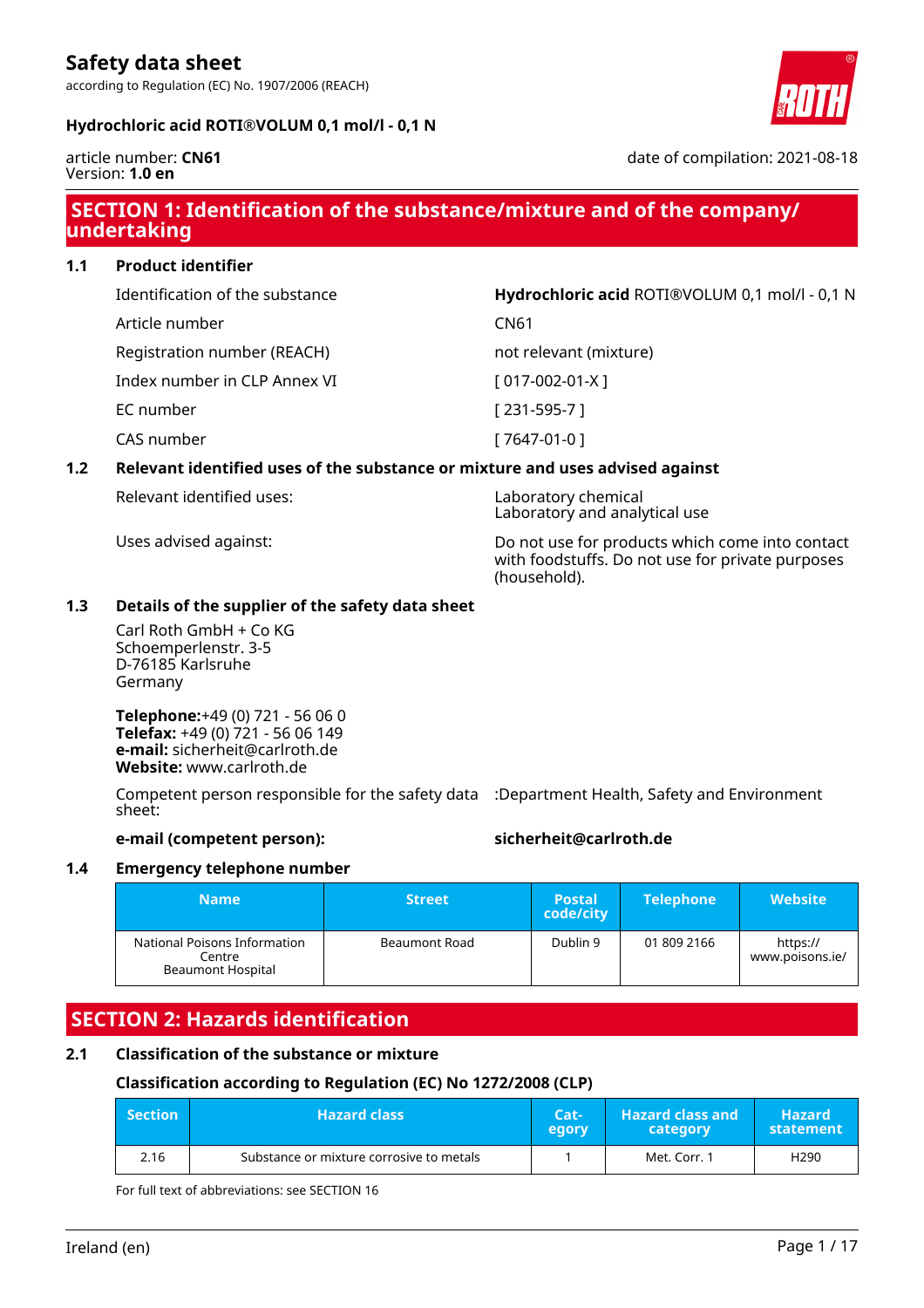# Safety data sheet

according to Regulation (EC) No. 1907/2006 (REACH)

**Hydrochloric acid ROTI®VOLUM 0,1 mol/l - 0,1 N**

article number: **CN61**
Version: **1.0 en**

date of compilation: 2021-08-18

## SECTION 1: Identification of the substance/mixture and of the company/undertaking

### 1.1 Product identifier

| | |
|---|---|
| Identification of the substance | **Hydrochloric acid** ROTI®VOLUM 0,1 mol/l - 0,1 N |
| Article number | CN61 |
| Registration number (REACH) | not relevant (mixture) |
| Index number in CLP Annex VI | [ 017-002-01-X ] |
| EC number | [ 231-595-7 ] |
| CAS number | [ 7647-01-0 ] |

### 1.2 Relevant identified uses of the substance or mixture and uses advised against

| | |
|---|---|
| Relevant identified uses: | Laboratory chemical<br>Laboratory and analytical use |
| Uses advised against: | Do not use for products which come into contact with foodstuffs. Do not use for private purposes (household). |

### 1.3 Details of the supplier of the safety data sheet

Carl Roth GmbH + Co KG
Schoemperlenstr. 3-5
D-76185 Karlsruhe
Germany

**Telephone:**+49 (0) 721 - 56 06 0
**Telefax:** +49 (0) 721 - 56 06 149
**e-mail:** sicherheit@carlroth.de
**Website:** www.carlroth.de

Competent person responsible for the safety data sheet: :Department Health, Safety and Environment

**e-mail (competent person):** **sicherheit@carlroth.de**

### 1.4 Emergency telephone number

| Name | Street | Postal code/city | Telephone | Website |
|---|---|---|---|---|
| National Poisons Information Centre<br>Beaumont Hospital | Beaumont Road | Dublin 9 | 01 809 2166 | https://www.poisons.ie/ |

## SECTION 2: Hazards identification

### 2.1 Classification of the substance or mixture

#### Classification according to Regulation (EC) No 1272/2008 (CLP)

| Section | Hazard class | Category | Hazard class and category | Hazard statement |
|---|---|---|---|---|
| 2.16 | Substance or mixture corrosive to metals | 1 | Met. Corr. 1 | H290 |

For full text of abbreviations: see SECTION 16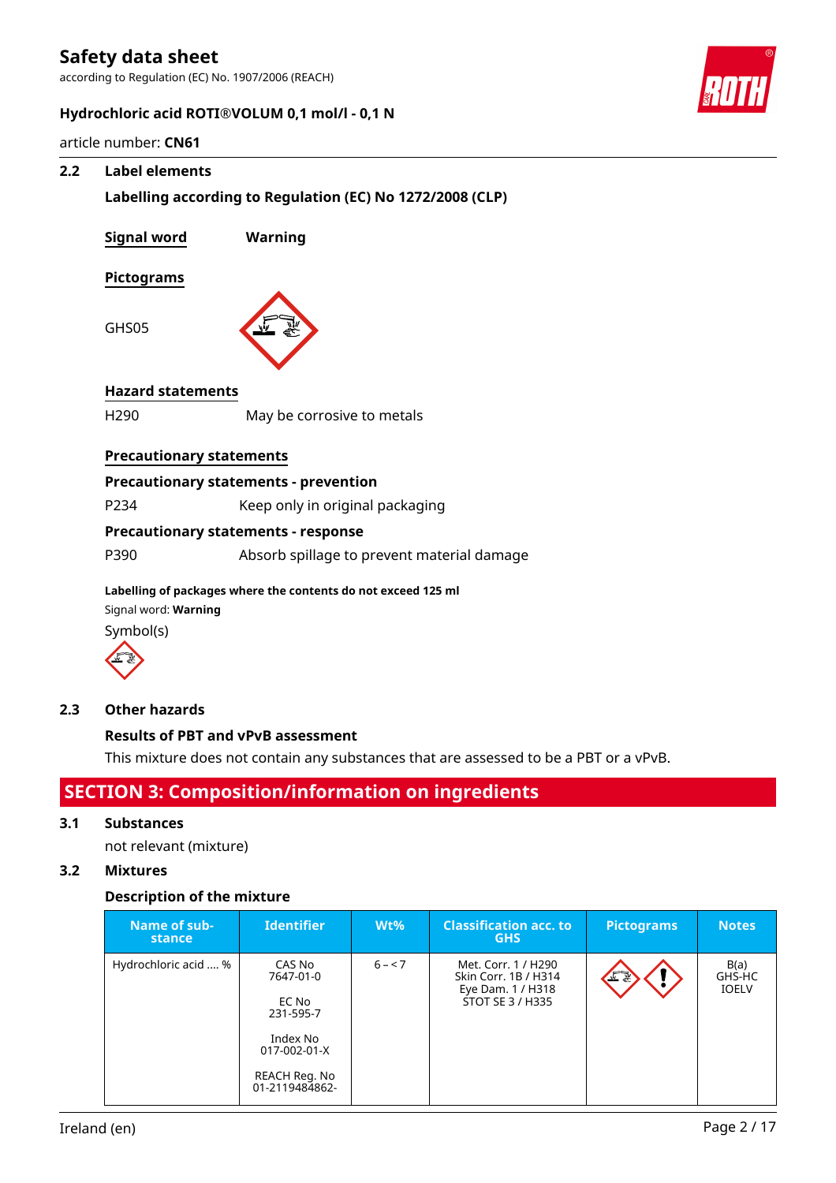### 2.2 Label elements

**Labelling according to Regulation (EC) No 1272/2008 (CLP)**

**Signal word** **Warning**

**Pictograms**

GHS05

**Hazard statements**

H290 May be corrosive to metals

**Precautionary statements**

**Precautionary statements - prevention**

P234 Keep only in original packaging

**Precautionary statements - response**

P390 Absorb spillage to prevent material damage

**Labelling of packages where the contents do not exceed 125 ml**

Signal word: **Warning**

Symbol(s)

### 2.3 Other hazards

**Results of PBT and vPvB assessment**

This mixture does not contain any substances that are assessed to be a PBT or a vPvB.

## SECTION 3: Composition/information on ingredients

### 3.1 Substances

not relevant (mixture)

### 3.2 Mixtures

**Description of the mixture**

| Name of substance | Identifier | Wt% | Classification acc. to GHS | Pictograms | Notes |
|---|---|---|---|---|---|
| Hydrochloric acid .... % | CAS No 7647-01-0<br>EC No 231-595-7<br>Index No 017-002-01-X<br>REACH Reg. No 01-2119484862- | 6 – < 7 | Met. Corr. 1 / H290<br>Skin Corr. 1B / H314<br>Eye Dam. 1 / H318<br>STOT SE 3 / H335 | | B(a)<br>GHS-HC<br>IOELV |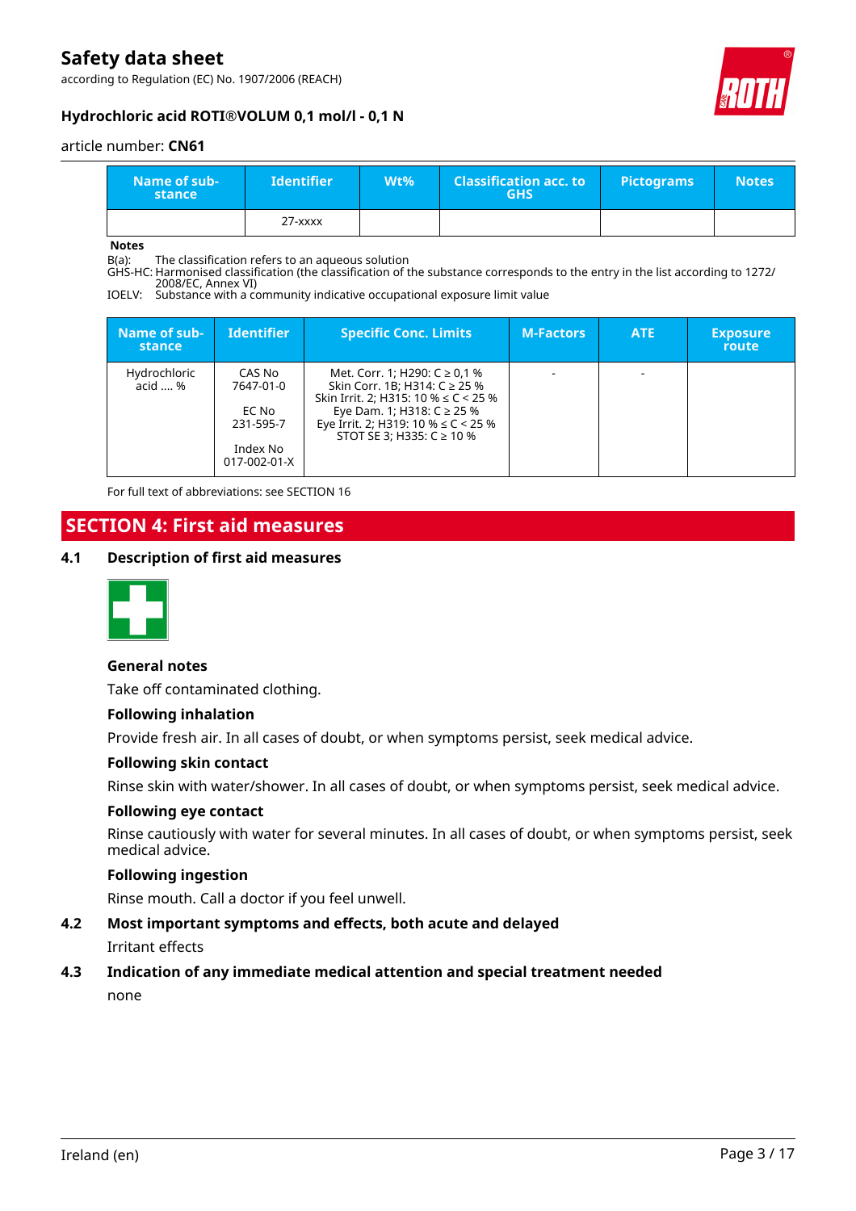| Name of sub-stance | Identifier | Wt% | Classification acc. to GHS | Pictograms | Notes |
|---|---|---|---|---|---|
| | 27-xxxx | | | | |

**Notes**

B(a): The classification refers to an aqueous solution
GHS-HC: Harmonised classification (the classification of the substance corresponds to the entry in the list according to 1272/2008/EC, Annex VI)
IOELV: Substance with a community indicative occupational exposure limit value

| Name of sub-stance | Identifier | Specific Conc. Limits | M-Factors | ATE | Exposure route |
|---|---|---|---|---|---|
| Hydrochloric acid .... % | CAS No 7647-01-0<br><br>EC No 231-595-7<br><br>Index No 017-002-01-X | Met. Corr. 1; H290: C ≥ 0,1 %<br>Skin Corr. 1B; H314: C ≥ 25 %<br>Skin Irrit. 2; H315: 10 % ≤ C < 25 %<br>Eye Dam. 1; H318: C ≥ 25 %<br>Eye Irrit. 2; H319: 10 % ≤ C < 25 %<br>STOT SE 3; H335: C ≥ 10 % | - | - | |

For full text of abbreviations: see SECTION 16

# SECTION 4: First aid measures

## 4.1 Description of first aid measures

### General notes

Take off contaminated clothing.

### Following inhalation

Provide fresh air. In all cases of doubt, or when symptoms persist, seek medical advice.

### Following skin contact

Rinse skin with water/shower. In all cases of doubt, or when symptoms persist, seek medical advice.

### Following eye contact

Rinse cautiously with water for several minutes. In all cases of doubt, or when symptoms persist, seek medical advice.

### Following ingestion

Rinse mouth. Call a doctor if you feel unwell.

## 4.2 Most important symptoms and effects, both acute and delayed

Irritant effects

## 4.3 Indication of any immediate medical attention and special treatment needed

none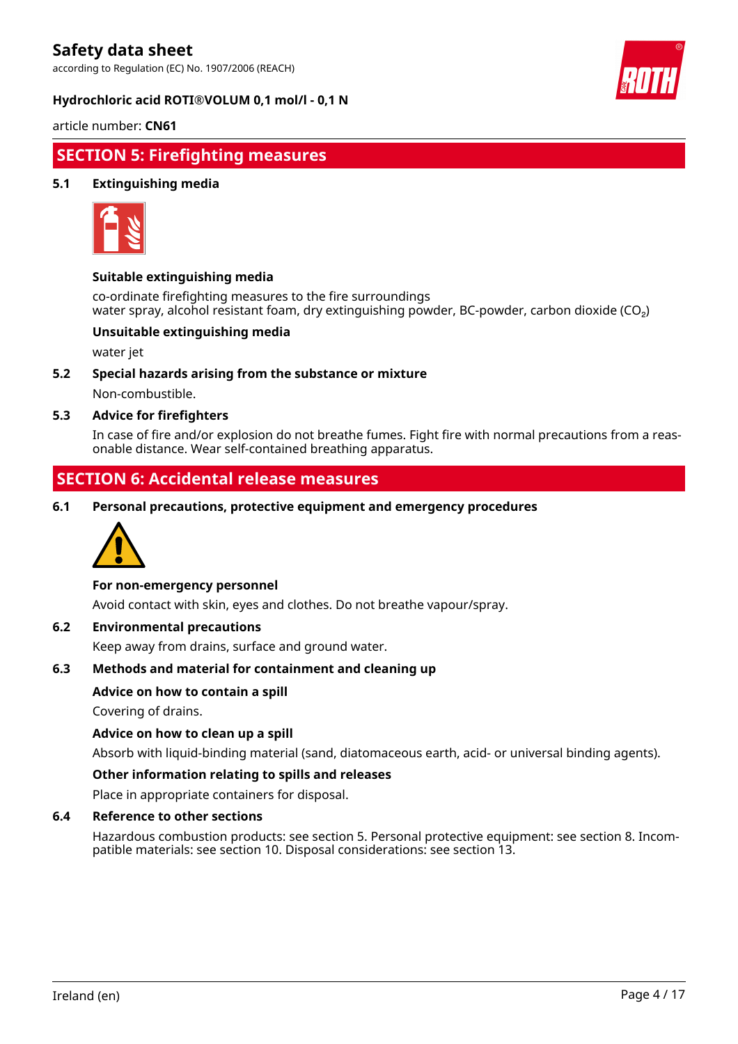## SECTION 5: Firefighting measures

### 5.1 Extinguishing media

**Suitable extinguishing media**

co-ordinate firefighting measures to the fire surroundings
water spray, alcohol resistant foam, dry extinguishing powder, BC-powder, carbon dioxide ($CO_2$)

**Unsuitable extinguishing media**

water jet

### 5.2 Special hazards arising from the substance or mixture

Non-combustible.

### 5.3 Advice for firefighters

In case of fire and/or explosion do not breathe fumes. Fight fire with normal precautions from a reasonable distance. Wear self-contained breathing apparatus.

## SECTION 6: Accidental release measures

### 6.1 Personal precautions, protective equipment and emergency procedures

**For non-emergency personnel**

Avoid contact with skin, eyes and clothes. Do not breathe vapour/spray.

### 6.2 Environmental precautions

Keep away from drains, surface and ground water.

### 6.3 Methods and material for containment and cleaning up

**Advice on how to contain a spill**

Covering of drains.

**Advice on how to clean up a spill**

Absorb with liquid-binding material (sand, diatomaceous earth, acid- or universal binding agents).

**Other information relating to spills and releases**

Place in appropriate containers for disposal.

### 6.4 Reference to other sections

Hazardous combustion products: see section 5. Personal protective equipment: see section 8. Incompatible materials: see section 10. Disposal considerations: see section 13.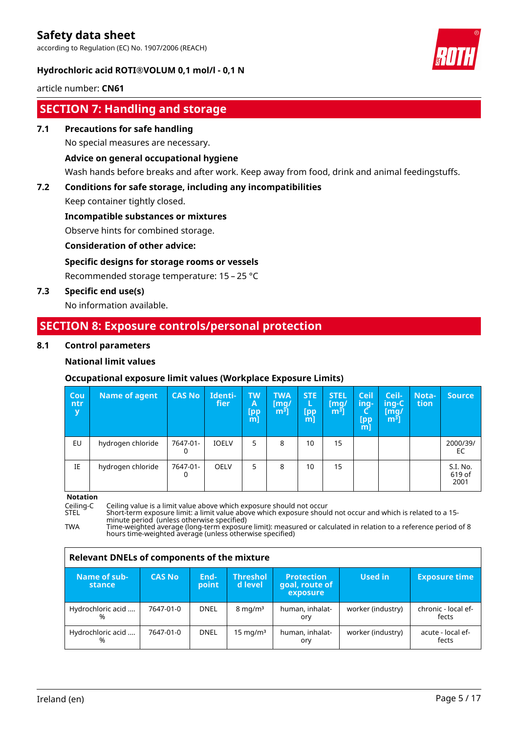## SECTION 7: Handling and storage

### 7.1 Precautions for safe handling

No special measures are necessary.

**Advice on general occupational hygiene**

Wash hands before breaks and after work. Keep away from food, drink and animal feedingstuffs.

### 7.2 Conditions for safe storage, including any incompatibilities

Keep container tightly closed.

**Incompatible substances or mixtures**

Observe hints for combined storage.

**Consideration of other advice:**

**Specific designs for storage rooms or vessels**

Recommended storage temperature: 15 – 25 °C

### 7.3 Specific end use(s)

No information available.

## SECTION 8: Exposure controls/personal protection

### 8.1 Control parameters

**National limit values**

**Occupational exposure limit values (Workplace Exposure Limits)**

| Country | Name of agent | CAS No | Identifier | TWA [ppm] | TWA [mg/m³] | STEL [ppm] | STEL [mg/m³] | Ceiling-C [ppm] | Ceiling-C [mg/m³] | Notation | Source |
|---|---|---|---|---|---|---|---|---|---|---|---|
| EU | hydrogen chloride | 7647-01-0 | IOELV | 5 | 8 | 10 | 15 | | | | 2000/39/EC |
| IE | hydrogen chloride | 7647-01-0 | OELV | 5 | 8 | 10 | 15 | | | | S.I. No. 619 of 2001 |

**Notation**

Ceiling-C Ceiling value is a limit value above which exposure should not occur
STEL Short-term exposure limit: a limit value above which exposure should not occur and which is related to a 15-minute period (unless otherwise specified)
TWA Time-weighted average (long-term exposure limit): measured or calculated in relation to a reference period of 8 hours time-weighted average (unless otherwise specified)

**Relevant DNELs of components of the mixture**

| Name of substance | CAS No | Endpoint | Threshold level | Protection goal, route of exposure | Used in | Exposure time |
|---|---|---|---|---|---|---|
| Hydrochloric acid .... % | 7647-01-0 | DNEL | 8 mg/m³ | human, inhalatory | worker (industry) | chronic - local effects |
| Hydrochloric acid .... % | 7647-01-0 | DNEL | 15 mg/m³ | human, inhalatory | worker (industry) | acute - local effects |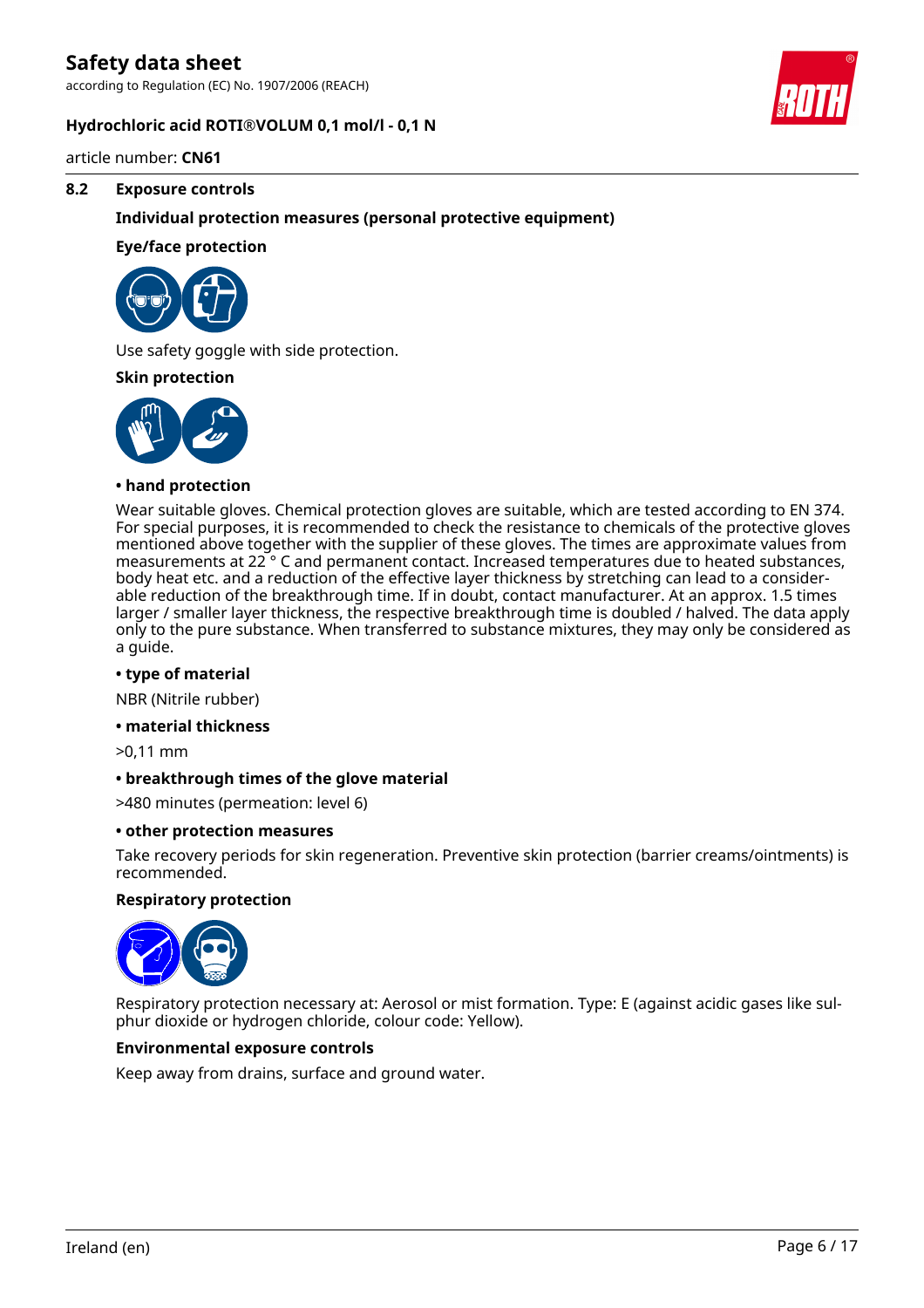### 8.2 Exposure controls

**Individual protection measures (personal protective equipment)**

**Eye/face protection**

Use safety goggle with side protection.

**Skin protection**

**• hand protection**

Wear suitable gloves. Chemical protection gloves are suitable, which are tested according to EN 374. For special purposes, it is recommended to check the resistance to chemicals of the protective gloves mentioned above together with the supplier of these gloves. The times are approximate values from measurements at 22 ° C and permanent contact. Increased temperatures due to heated substances, body heat etc. and a reduction of the effective layer thickness by stretching can lead to a considerable reduction of the breakthrough time. If in doubt, contact manufacturer. At an approx. 1.5 times larger / smaller layer thickness, the respective breakthrough time is doubled / halved. The data apply only to the pure substance. When transferred to substance mixtures, they may only be considered as a guide.

**• type of material**

NBR (Nitrile rubber)

**• material thickness**

>0,11 mm

**• breakthrough times of the glove material**

>480 minutes (permeation: level 6)

**• other protection measures**

Take recovery periods for skin regeneration. Preventive skin protection (barrier creams/ointments) is recommended.

**Respiratory protection**

Respiratory protection necessary at: Aerosol or mist formation. Type: E (against acidic gases like sulphur dioxide or hydrogen chloride, colour code: Yellow).

**Environmental exposure controls**

Keep away from drains, surface and ground water.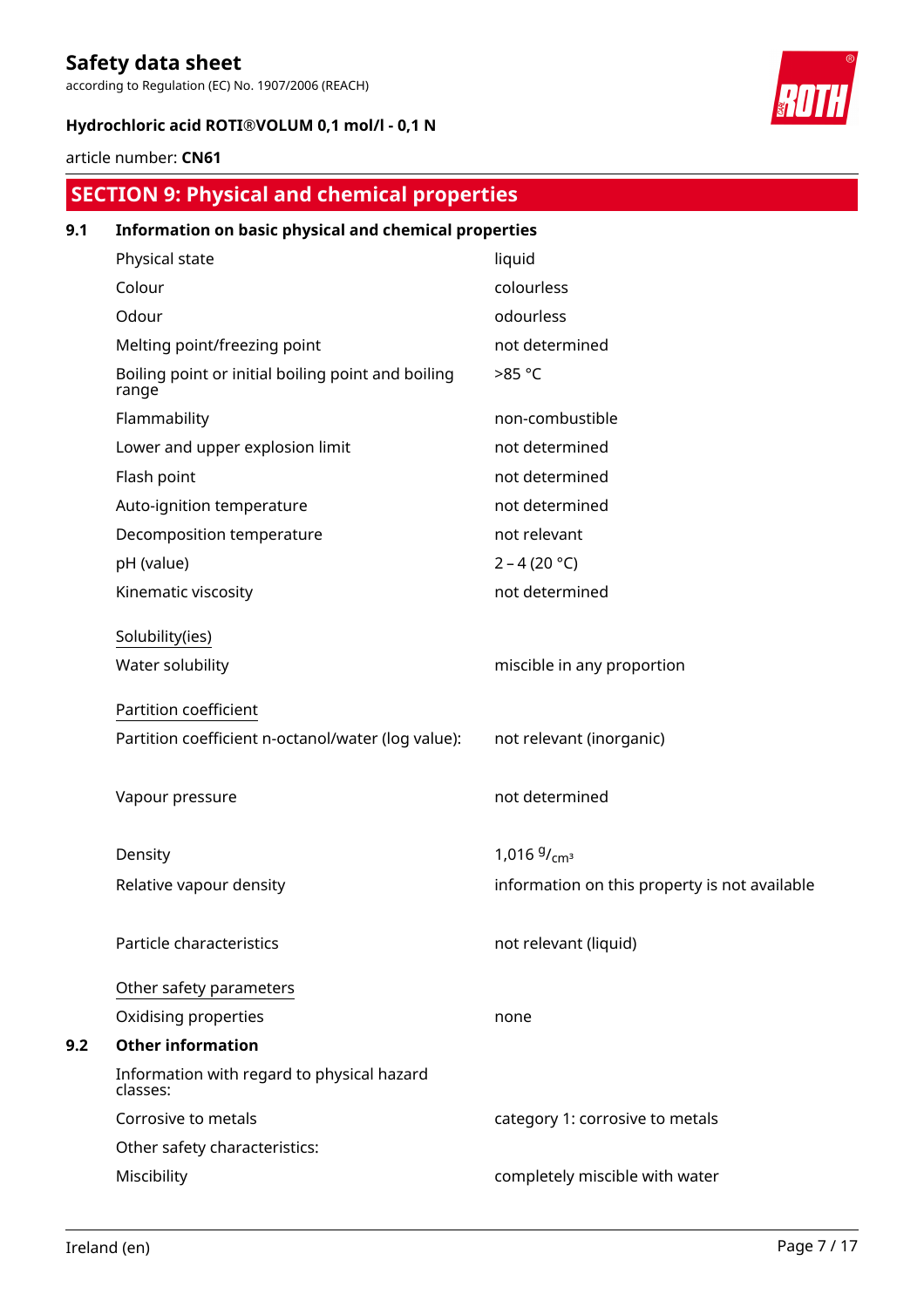## SECTION 9: Physical and chemical properties

### 9.1 Information on basic physical and chemical properties

| | |
|---|---|
| Physical state | liquid |
| Colour | colourless |
| Odour | odourless |
| Melting point/freezing point | not determined |
| Boiling point or initial boiling point and boiling range | >85 °C |
| Flammability | non-combustible |
| Lower and upper explosion limit | not determined |
| Flash point | not determined |
| Auto-ignition temperature | not determined |
| Decomposition temperature | not relevant |
| pH (value) | 2 – 4 (20 °C) |
| Kinematic viscosity | not determined |

Solubility(ies)

| | |
|---|---|
| Water solubility | miscible in any proportion |

Partition coefficient

| | |
|---|---|
| Partition coefficient n-octanol/water (log value): | not relevant (inorganic) |
| Vapour pressure | not determined |
| Density | 1,016 $^{g}/_{cm^3}$ |
| Relative vapour density | information on this property is not available |
| Particle characteristics | not relevant (liquid) |

Other safety parameters

| | |
|---|---|
| Oxidising properties | none |

### 9.2 Other information

Information with regard to physical hazard classes:

| | |
|---|---|
| Corrosive to metals | category 1: corrosive to metals |

Other safety characteristics:

| | |
|---|---|
| Miscibility | completely miscible with water |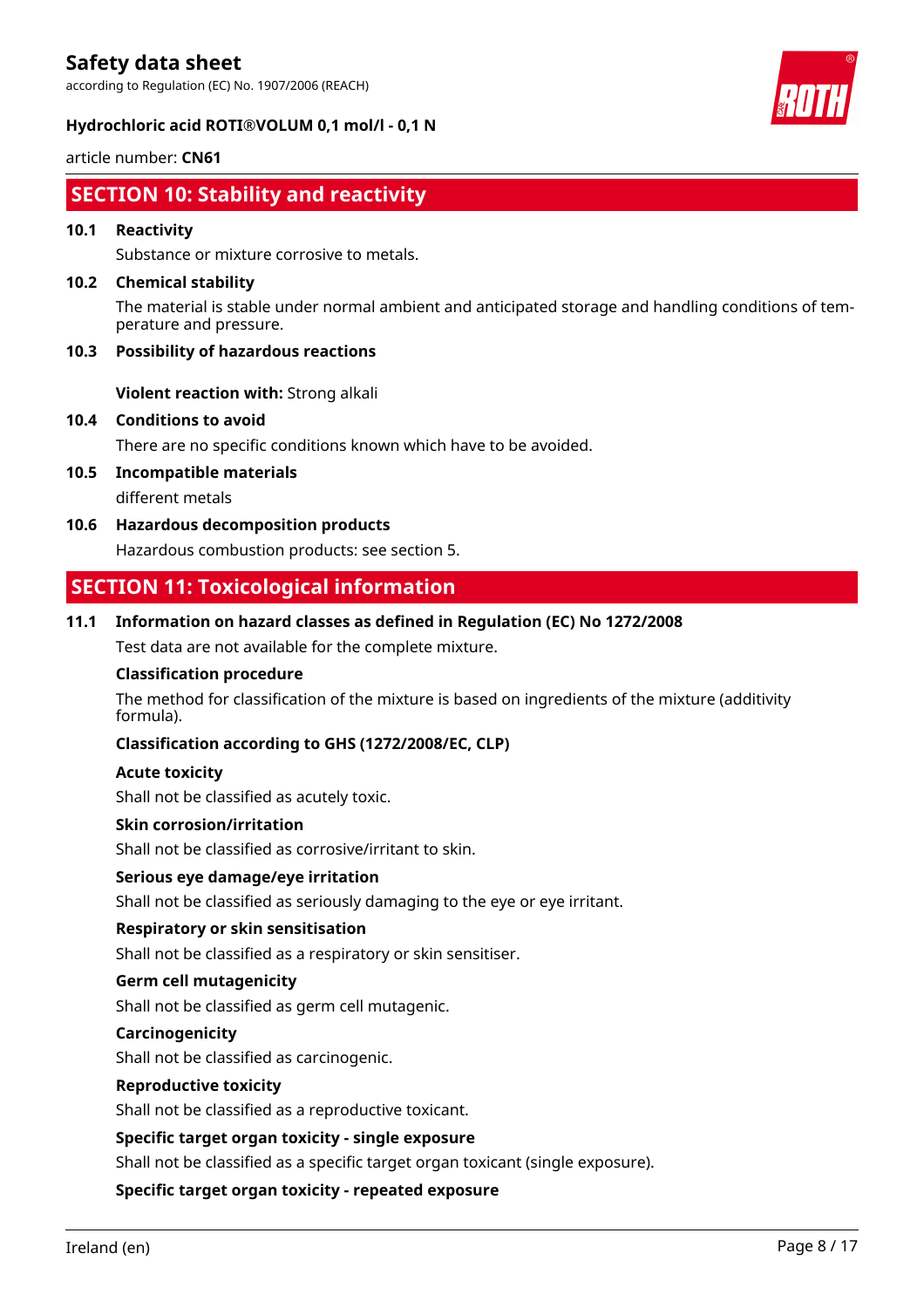## SECTION 10: Stability and reactivity

### 10.1 Reactivity

Substance or mixture corrosive to metals.

### 10.2 Chemical stability

The material is stable under normal ambient and anticipated storage and handling conditions of temperature and pressure.

### 10.3 Possibility of hazardous reactions

**Violent reaction with:** Strong alkali

### 10.4 Conditions to avoid

There are no specific conditions known which have to be avoided.

### 10.5 Incompatible materials

different metals

### 10.6 Hazardous decomposition products

Hazardous combustion products: see section 5.

## SECTION 11: Toxicological information

### 11.1 Information on hazard classes as defined in Regulation (EC) No 1272/2008

Test data are not available for the complete mixture.

**Classification procedure**

The method for classification of the mixture is based on ingredients of the mixture (additivity formula).

**Classification according to GHS (1272/2008/EC, CLP)**

**Acute toxicity**

Shall not be classified as acutely toxic.

**Skin corrosion/irritation**

Shall not be classified as corrosive/irritant to skin.

**Serious eye damage/eye irritation**

Shall not be classified as seriously damaging to the eye or eye irritant.

**Respiratory or skin sensitisation**

Shall not be classified as a respiratory or skin sensitiser.

**Germ cell mutagenicity**

Shall not be classified as germ cell mutagenic.

**Carcinogenicity**

Shall not be classified as carcinogenic.

**Reproductive toxicity**

Shall not be classified as a reproductive toxicant.

**Specific target organ toxicity - single exposure**

Shall not be classified as a specific target organ toxicant (single exposure).

**Specific target organ toxicity - repeated exposure**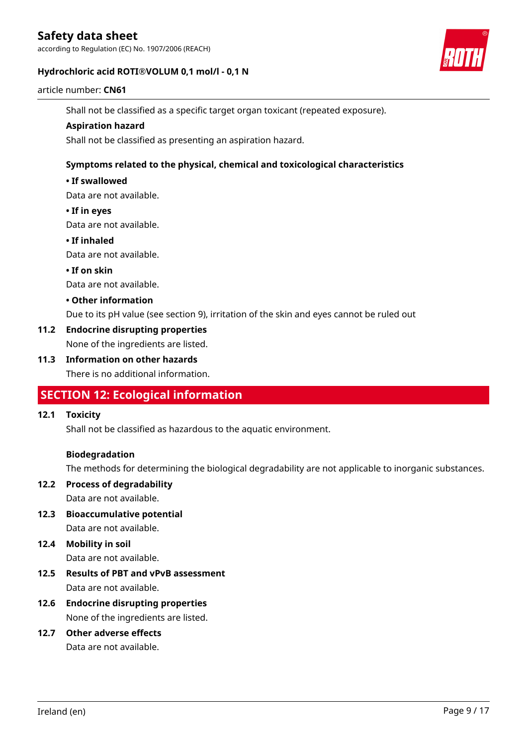Shall not be classified as a specific target organ toxicant (repeated exposure).

**Aspiration hazard**

Shall not be classified as presenting an aspiration hazard.

**Symptoms related to the physical, chemical and toxicological characteristics**

**• If swallowed**

Data are not available.

**• If in eyes**

Data are not available.

**• If inhaled**

Data are not available.

**• If on skin**

Data are not available.

**• Other information**

Due to its pH value (see section 9), irritation of the skin and eyes cannot be ruled out

### 11.2 Endocrine disrupting properties

None of the ingredients are listed.

### 11.3 Information on other hazards

There is no additional information.

## SECTION 12: Ecological information

### 12.1 Toxicity

Shall not be classified as hazardous to the aquatic environment.

**Biodegradation**

The methods for determining the biological degradability are not applicable to inorganic substances.

### 12.2 Process of degradability

Data are not available.

### 12.3 Bioaccumulative potential

Data are not available.

### 12.4 Mobility in soil

Data are not available.

### 12.5 Results of PBT and vPvB assessment

Data are not available.

### 12.6 Endocrine disrupting properties

None of the ingredients are listed.

### 12.7 Other adverse effects

Data are not available.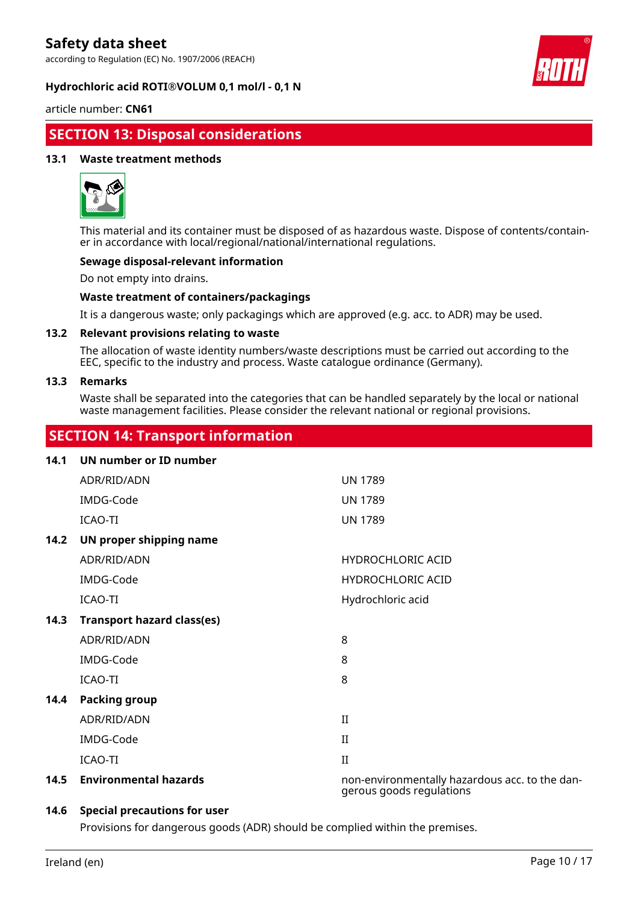## SECTION 13: Disposal considerations

### 13.1 Waste treatment methods

This material and its container must be disposed of as hazardous waste. Dispose of contents/container in accordance with local/regional/national/international regulations.

**Sewage disposal-relevant information**

Do not empty into drains.

**Waste treatment of containers/packagings**

It is a dangerous waste; only packagings which are approved (e.g. acc. to ADR) may be used.

### 13.2 Relevant provisions relating to waste

The allocation of waste identity numbers/waste descriptions must be carried out according to the EEC, specific to the industry and process. Waste catalogue ordinance (Germany).

### 13.3 Remarks

Waste shall be separated into the categories that can be handled separately by the local or national waste management facilities. Please consider the relevant national or regional provisions.

## SECTION 14: Transport information

### 14.1 UN number or ID number

| | |
|---|---|
| ADR/RID/ADN | UN 1789 |
| IMDG-Code | UN 1789 |
| ICAO-TI | UN 1789 |

### 14.2 UN proper shipping name

| | |
|---|---|
| ADR/RID/ADN | HYDROCHLORIC ACID |
| IMDG-Code | HYDROCHLORIC ACID |
| ICAO-TI | Hydrochloric acid |

### 14.3 Transport hazard class(es)

| | |
|---|---|
| ADR/RID/ADN | 8 |
| IMDG-Code | 8 |
| ICAO-TI | 8 |

### 14.4 Packing group

| | |
|---|---|
| ADR/RID/ADN | II |
| IMDG-Code | II |
| ICAO-TI | II |

### 14.5 Environmental hazards

non-environmentally hazardous acc. to the dangerous goods regulations

### 14.6 Special precautions for user

Provisions for dangerous goods (ADR) should be complied within the premises.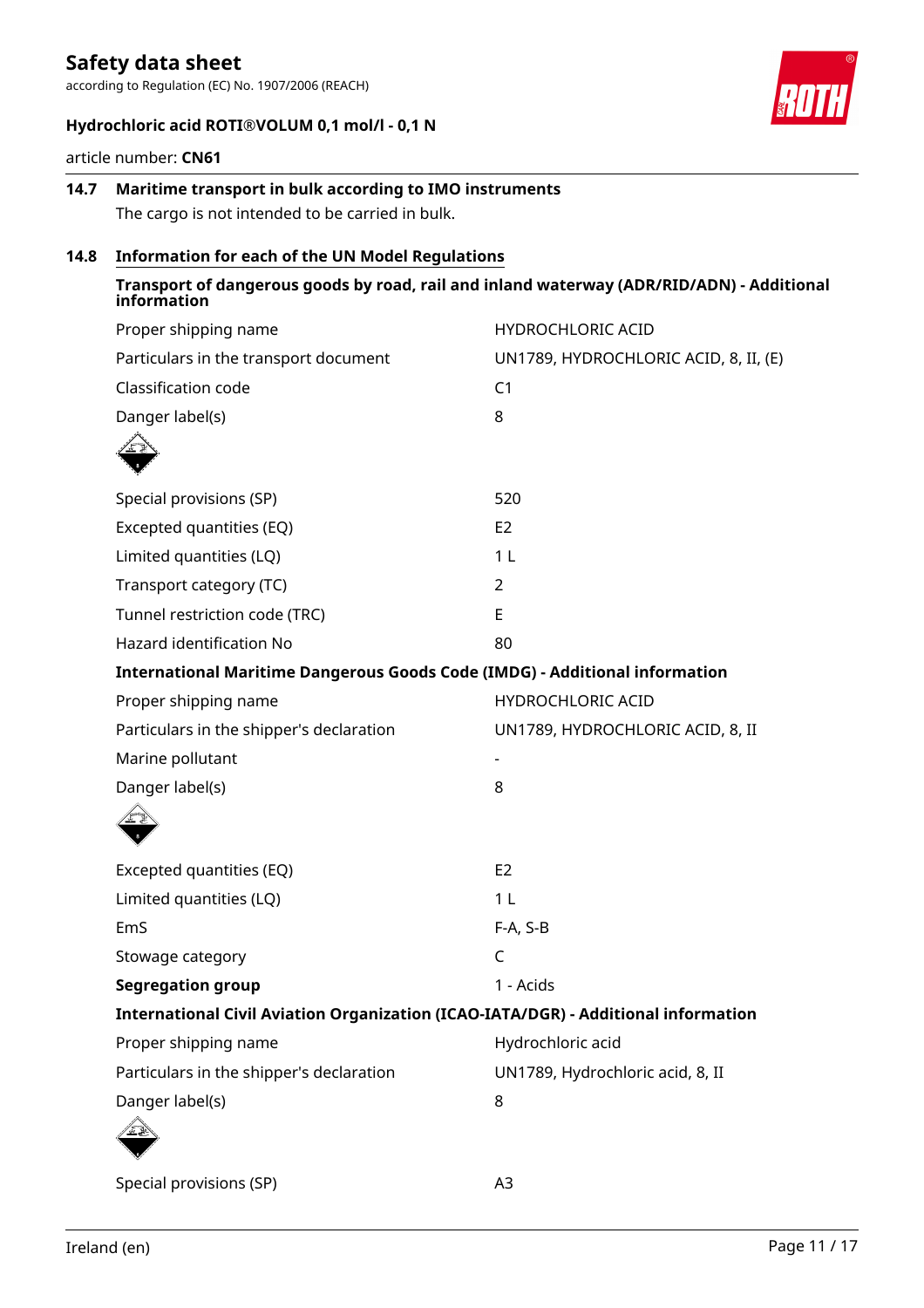### 14.7 Maritime transport in bulk according to IMO instruments

The cargo is not intended to be carried in bulk.

### 14.8 Information for each of the UN Model Regulations

**Transport of dangerous goods by road, rail and inland waterway (ADR/RID/ADN) - Additional information**

| | |
|---|---|
| Proper shipping name | HYDROCHLORIC ACID |
| Particulars in the transport document | UN1789, HYDROCHLORIC ACID, 8, II, (E) |
| Classification code | C1 |
| Danger label(s) | 8 |
| Special provisions (SP) | 520 |
| Excepted quantities (EQ) | E2 |
| Limited quantities (LQ) | 1 L |
| Transport category (TC) | 2 |
| Tunnel restriction code (TRC) | E |
| Hazard identification No | 80 |

**International Maritime Dangerous Goods Code (IMDG) - Additional information**

| | |
|---|---|
| Proper shipping name | HYDROCHLORIC ACID |
| Particulars in the shipper's declaration | UN1789, HYDROCHLORIC ACID, 8, II |
| Marine pollutant | - |
| Danger label(s) | 8 |
| Excepted quantities (EQ) | E2 |
| Limited quantities (LQ) | 1 L |
| EmS | F-A, S-B |
| Stowage category | C |
| **Segregation group** | 1 - Acids |

**International Civil Aviation Organization (ICAO-IATA/DGR) - Additional information**

| | |
|---|---|
| Proper shipping name | Hydrochloric acid |
| Particulars in the shipper's declaration | UN1789, Hydrochloric acid, 8, II |
| Danger label(s) | 8 |
| Special provisions (SP) | A3 |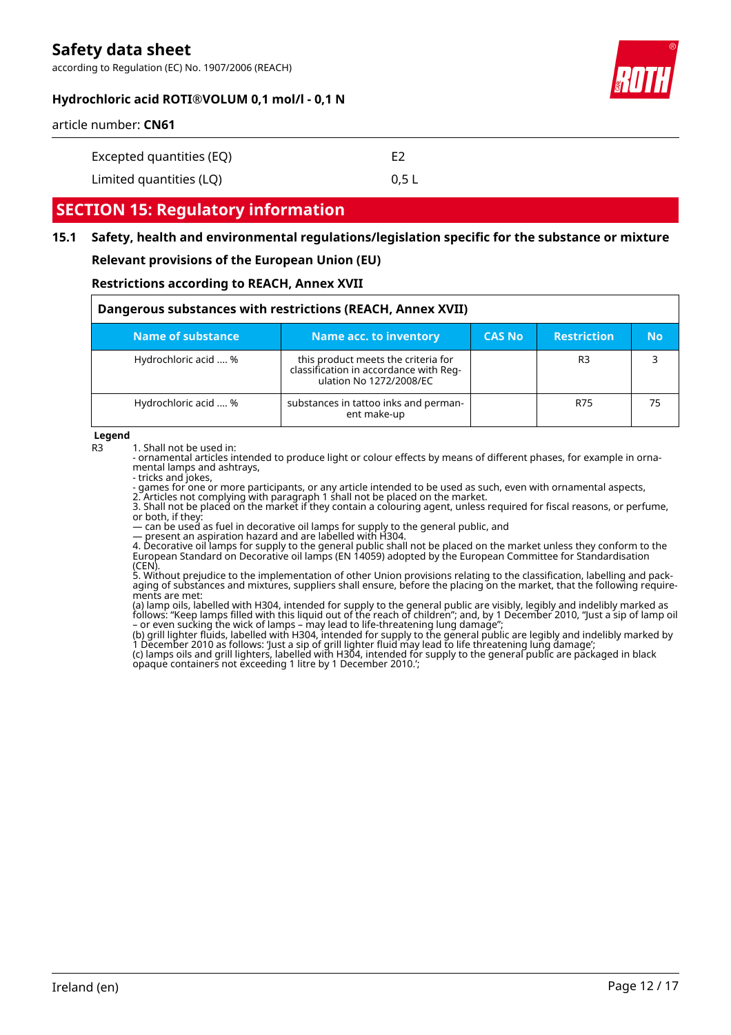| | |
|---|---|
| Excepted quantities (EQ) | E2 |
| Limited quantities (LQ) | 0,5 L |

## SECTION 15: Regulatory information

### 15.1 Safety, health and environmental regulations/legislation specific for the substance or mixture

**Relevant provisions of the European Union (EU)**

**Restrictions according to REACH, Annex XVII**

| Dangerous substances with restrictions (REACH, Annex XVII) | | | | |
|---|---|---|---|---|
| **Name of substance** | **Name acc. to inventory** | **CAS No** | **Restriction** | **No** |
| Hydrochloric acid .... % | this product meets the criteria for classification in accordance with Regulation No 1272/2008/EC | | R3 | 3 |
| Hydrochloric acid .... % | substances in tattoo inks and permanent make-up | | R75 | 75 |

**Legend**

R3 1. Shall not be used in:
- ornamental articles intended to produce light or colour effects by means of different phases, for example in ornamental lamps and ashtrays,
- tricks and jokes,
- games for one or more participants, or any article intended to be used as such, even with ornamental aspects,
2. Articles not complying with paragraph 1 shall not be placed on the market.
3. Shall not be placed on the market if they contain a colouring agent, unless required for fiscal reasons, or perfume, or both, if they:
— can be used as fuel in decorative oil lamps for supply to the general public, and
— present an aspiration hazard and are labelled with H304.
4. Decorative oil lamps for supply to the general public shall not be placed on the market unless they conform to the European Standard on Decorative oil lamps (EN 14059) adopted by the European Committee for Standardisation (CEN).
5. Without prejudice to the implementation of other Union provisions relating to the classification, labelling and packaging of substances and mixtures, suppliers shall ensure, before the placing on the market, that the following requirements are met:
(a) lamp oils, labelled with H304, intended for supply to the general public are visibly, legibly and indelibly marked as follows: "Keep lamps filled with this liquid out of the reach of children"; and, by 1 December 2010, "Just a sip of lamp oil – or even sucking the wick of lamps – may lead to life-threatening lung damage";
(b) grill lighter fluids, labelled with H304, intended for supply to the general public are legibly and indelibly marked by 1 December 2010 as follows: 'Just a sip of grill lighter fluid may lead to life threatening lung damage';
(c) lamps oils and grill lighters, labelled with H304, intended for supply to the general public are packaged in black opaque containers not exceeding 1 litre by 1 December 2010.';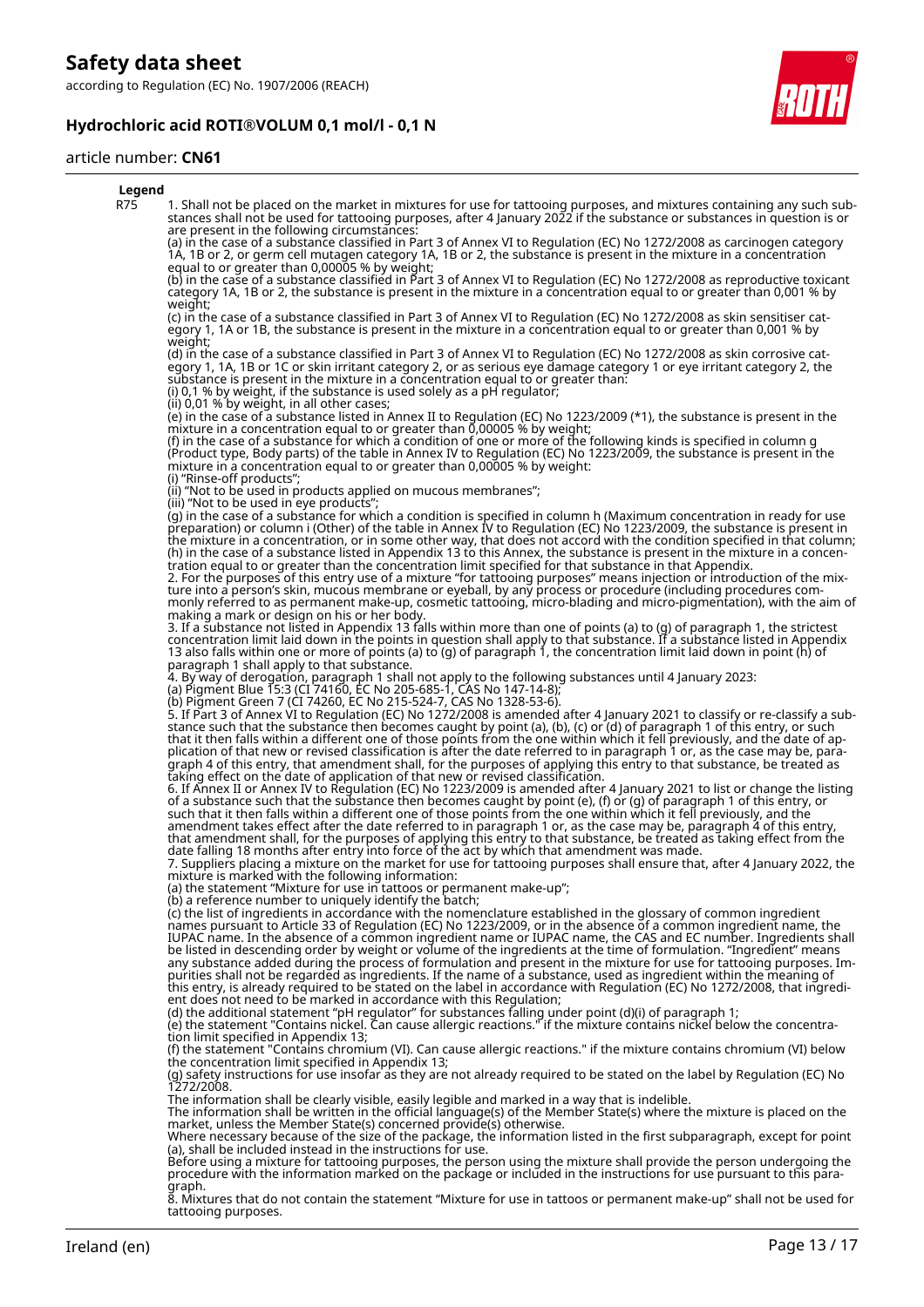**Legend**

R75 1. Shall not be placed on the market in mixtures for use for tattooing purposes, and mixtures containing any such substances shall not be used for tattooing purposes, after 4 January 2022 if the substance or substances in question is or are present in the following circumstances:

(a) in the case of a substance classified in Part 3 of Annex VI to Regulation (EC) No 1272/2008 as carcinogen category 1A, 1B or 2, or germ cell mutagen category 1A, 1B or 2, the substance is present in the mixture in a concentration equal to or greater than 0,00005 % by weight;

(b) in the case of a substance classified in Part 3 of Annex VI to Regulation (EC) No 1272/2008 as reproductive toxicant category 1A, 1B or 2, the substance is present in the mixture in a concentration equal to or greater than 0,001 % by weight;

(c) in the case of a substance classified in Part 3 of Annex VI to Regulation (EC) No 1272/2008 as skin sensitiser category 1, 1A or 1B, the substance is present in the mixture in a concentration equal to or greater than 0,001 % by weight;

(d) in the case of a substance classified in Part 3 of Annex VI to Regulation (EC) No 1272/2008 as skin corrosive category 1, 1A, 1B or 1C or skin irritant category 2, or as serious eye damage category 1 or eye irritant category 2, the substance is present in the mixture in a concentration equal to or greater than:

(i) 0,1 % by weight, if the substance is used solely as a pH regulator;

(ii) 0,01 % by weight, in all other cases;

(e) in the case of a substance listed in Annex II to Regulation (EC) No 1223/2009 (*1), the substance is present in the mixture in a concentration equal to or greater than 0,00005 % by weight;

(f) in the case of a substance for which a condition of one or more of the following kinds is specified in column g (Product type, Body parts) of the table in Annex IV to Regulation (EC) No 1223/2009, the substance is present in the mixture in a concentration equal to or greater than 0,00005 % by weight:

(i) "Rinse-off products";

(ii) "Not to be used in products applied on mucous membranes";

(iii) "Not to be used in eye products";

(g) in the case of a substance for which a condition is specified in column h (Maximum concentration in ready for use preparation) or column i (Other) of the table in Annex IV to Regulation (EC) No 1223/2009, the substance is present in the mixture in a concentration, or in some other way, that does not accord with the condition specified in that column;

(h) in the case of a substance listed in Appendix 13 to this Annex, the substance is present in the mixture in a concentration equal to or greater than the concentration limit specified for that substance in that Appendix.

2. For the purposes of this entry use of a mixture "for tattooing purposes" means injection or introduction of the mixture into a person's skin, mucous membrane or eyeball, by any process or procedure (including procedures commonly referred to as permanent make-up, cosmetic tattooing, micro-blading and micro-pigmentation), with the aim of making a mark or design on his or her body.

3. If a substance not listed in Appendix 13 falls within more than one of points (a) to (g) of paragraph 1, the strictest concentration limit laid down in the points in question shall apply to that substance. If a substance listed in Appendix 13 also falls within one or more of points (a) to (g) of paragraph 1, the concentration limit laid down in point (h) of paragraph 1 shall apply to that substance.

4. By way of derogation, paragraph 1 shall not apply to the following substances until 4 January 2023:

(a) Pigment Blue 15:3 (CI 74160, EC No 205-685-1, CAS No 147-14-8);

(b) Pigment Green 7 (CI 74260, EC No 215-524-7, CAS No 1328-53-6).

5. If Part 3 of Annex VI to Regulation (EC) No 1272/2008 is amended after 4 January 2021 to classify or re-classify a substance such that the substance then becomes caught by point (a), (b), (c) or (d) of paragraph 1 of this entry, or such that it then falls within a different one of those points from the one within which it fell previously, and the date of application of that new or revised classification is after the date referred to in paragraph 1 or, as the case may be, paragraph 4 of this entry, that amendment shall, for the purposes of applying this entry to that substance, be treated as taking effect on the date of application of that new or revised classification.

6. If Annex II or Annex IV to Regulation (EC) No 1223/2009 is amended after 4 January 2021 to list or change the listing of a substance such that the substance then becomes caught by point (e), (f) or (g) of paragraph 1 of this entry, or such that it then falls within a different one of those points from the one within which it fell previously, and the amendment takes effect after the date referred to in paragraph 1 or, as the case may be, paragraph 4 of this entry, that amendment shall, for the purposes of applying this entry to that substance, be treated as taking effect from the date falling 18 months after entry into force of the act by which that amendment was made.

7. Suppliers placing a mixture on the market for use for tattooing purposes shall ensure that, after 4 January 2022, the mixture is marked with the following information:

(a) the statement "Mixture for use in tattoos or permanent make-up";

(b) a reference number to uniquely identify the batch;

(c) the list of ingredients in accordance with the nomenclature established in the glossary of common ingredient names pursuant to Article 33 of Regulation (EC) No 1223/2009, or in the absence of a common ingredient name, the IUPAC name. In the absence of a common ingredient name or IUPAC name, the CAS and EC number. Ingredients shall be listed in descending order by weight or volume of the ingredients at the time of formulation. "Ingredient" means any substance added during the process of formulation and present in the mixture for use for tattooing purposes. Impurities shall not be regarded as ingredients. If the name of a substance, used as ingredient within the meaning of this entry, is already required to be stated on the label in accordance with Regulation (EC) No 1272/2008, that ingredient does not need to be marked in accordance with this Regulation;

(d) the additional statement "pH regulator" for substances falling under point (d)(i) of paragraph 1;

(e) the statement "Contains nickel. Can cause allergic reactions." if the mixture contains nickel below the concentration limit specified in Appendix 13;

(f) the statement "Contains chromium (VI). Can cause allergic reactions." if the mixture contains chromium (VI) below the concentration limit specified in Appendix 13;

(g) safety instructions for use insofar as they are not already required to be stated on the label by Regulation (EC) No 1272/2008.

The information shall be clearly visible, easily legible and marked in a way that is indelible.

The information shall be written in the official language(s) of the Member State(s) where the mixture is placed on the market, unless the Member State(s) concerned provide(s) otherwise.

Where necessary because of the size of the package, the information listed in the first subparagraph, except for point (a), shall be included instead in the instructions for use.

Before using a mixture for tattooing purposes, the person using the mixture shall provide the person undergoing the procedure with the information marked on the package or included in the instructions for use pursuant to this paragraph.

8. Mixtures that do not contain the statement "Mixture for use in tattoos or permanent make-up" shall not be used for tattooing purposes.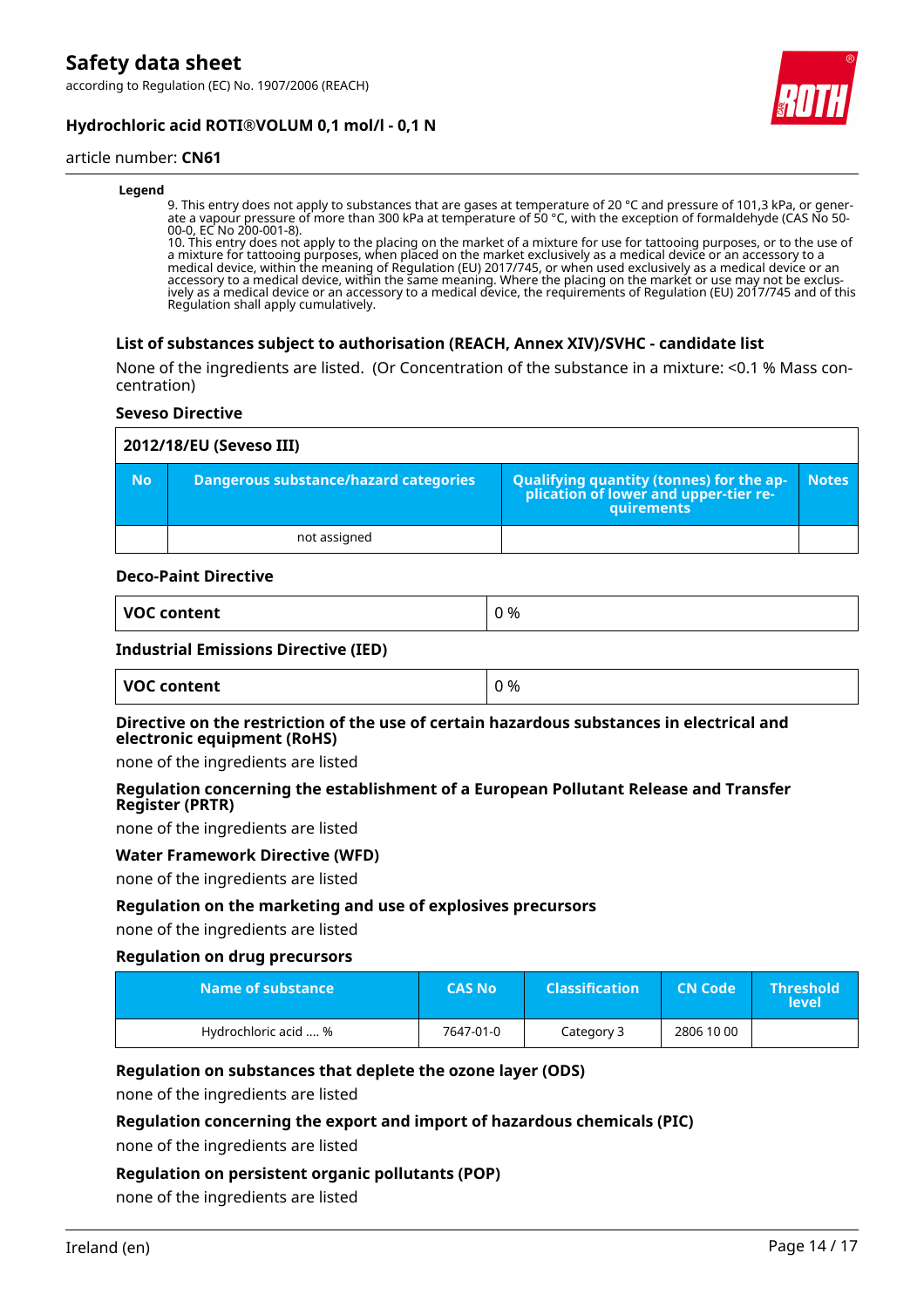**Legend**

9. This entry does not apply to substances that are gases at temperature of 20 °C and pressure of 101,3 kPa, or generate a vapour pressure of more than 300 kPa at temperature of 50 °C, with the exception of formaldehyde (CAS No 50-00-0, EC No 200-001-8).
10. This entry does not apply to the placing on the market of a mixture for use for tattooing purposes, or to the use of a mixture for tattooing purposes, when placed on the market exclusively as a medical device or an accessory to a medical device, within the meaning of Regulation (EU) 2017/745, or when used exclusively as a medical device or an accessory to a medical device, within the same meaning. Where the placing on the market or use may not be exclusively as a medical device or an accessory to a medical device, the requirements of Regulation (EU) 2017/745 and of this Regulation shall apply cumulatively.

### List of substances subject to authorisation (REACH, Annex XIV)/SVHC - candidate list

None of the ingredients are listed. (Or Concentration of the substance in a mixture: <0.1 % Mass concentration)

### Seveso Directive

| 2012/18/EU (Seveso III) | | | |
|---|---|---|---|
| **No** | **Dangerous substance/hazard categories** | **Qualifying quantity (tonnes) for the application of lower and upper-tier requirements** | **Notes** |
| | not assigned | | |

### Deco-Paint Directive

| VOC content | 0 % |
|---|---|

### Industrial Emissions Directive (IED)

| VOC content | 0 % |
|---|---|

### Directive on the restriction of the use of certain hazardous substances in electrical and electronic equipment (RoHS)

none of the ingredients are listed

### Regulation concerning the establishment of a European Pollutant Release and Transfer Register (PRTR)

none of the ingredients are listed

### Water Framework Directive (WFD)

none of the ingredients are listed

### Regulation on the marketing and use of explosives precursors

none of the ingredients are listed

### Regulation on drug precursors

| Name of substance | CAS No | Classification | CN Code | Threshold level |
|---|---|---|---|---|
| Hydrochloric acid .... % | 7647-01-0 | Category 3 | 2806 10 00 | |

### Regulation on substances that deplete the ozone layer (ODS)

none of the ingredients are listed

### Regulation concerning the export and import of hazardous chemicals (PIC)

none of the ingredients are listed

### Regulation on persistent organic pollutants (POP)

none of the ingredients are listed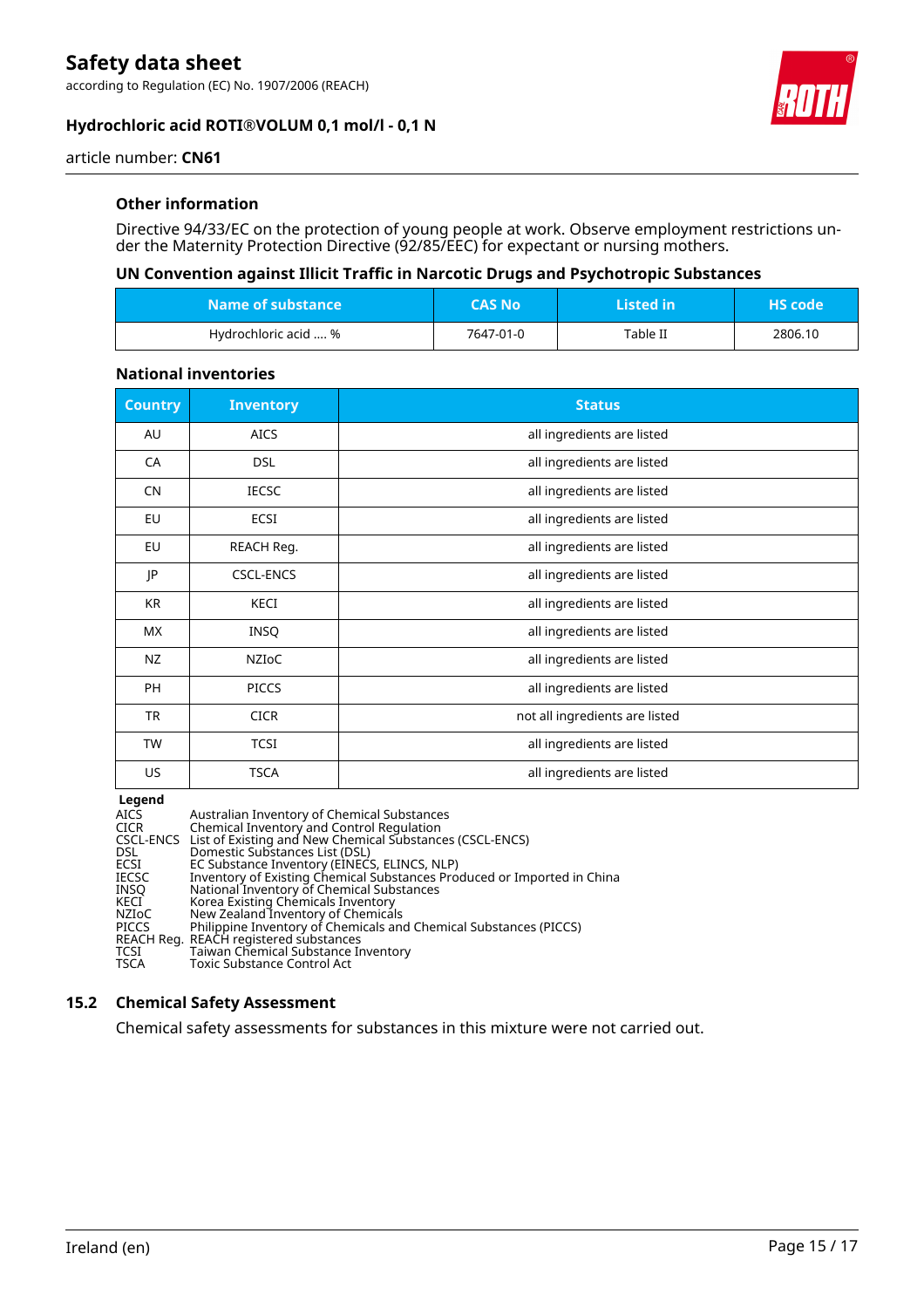### Other information

Directive 94/33/EC on the protection of young people at work. Observe employment restrictions under the Maternity Protection Directive (92/85/EEC) for expectant or nursing mothers.

### UN Convention against Illicit Traffic in Narcotic Drugs and Psychotropic Substances

| Name of substance | CAS No | Listed in | HS code |
|---|---|---|---|
| Hydrochloric acid .... % | 7647-01-0 | Table II | 2806.10 |

### National inventories

| Country | Inventory | Status |
|---|---|---|
| AU | AICS | all ingredients are listed |
| CA | DSL | all ingredients are listed |
| CN | IECSC | all ingredients are listed |
| EU | ECSI | all ingredients are listed |
| EU | REACH Reg. | all ingredients are listed |
| JP | CSCL-ENCS | all ingredients are listed |
| KR | KECI | all ingredients are listed |
| MX | INSQ | all ingredients are listed |
| NZ | NZIoC | all ingredients are listed |
| PH | PICCS | all ingredients are listed |
| TR | CICR | not all ingredients are listed |
| TW | TCSI | all ingredients are listed |
| US | TSCA | all ingredients are listed |

**Legend**

| | |
|---|---|
| AICS | Australian Inventory of Chemical Substances |
| CICR | Chemical Inventory and Control Regulation |
| CSCL-ENCS | List of Existing and New Chemical Substances (CSCL-ENCS) |
| DSL | Domestic Substances List (DSL) |
| ECSI | EC Substance Inventory (EINECS, ELINCS, NLP) |
| IECSC | Inventory of Existing Chemical Substances Produced or Imported in China |
| INSQ | National Inventory of Chemical Substances |
| KECI | Korea Existing Chemicals Inventory |
| NZIoC | New Zealand Inventory of Chemicals |
| PICCS | Philippine Inventory of Chemicals and Chemical Substances (PICCS) |
| REACH Reg. | REACH registered substances |
| TCSI | Taiwan Chemical Substance Inventory |
| TSCA | Toxic Substance Control Act |

## 15.2 Chemical Safety Assessment

Chemical safety assessments for substances in this mixture were not carried out.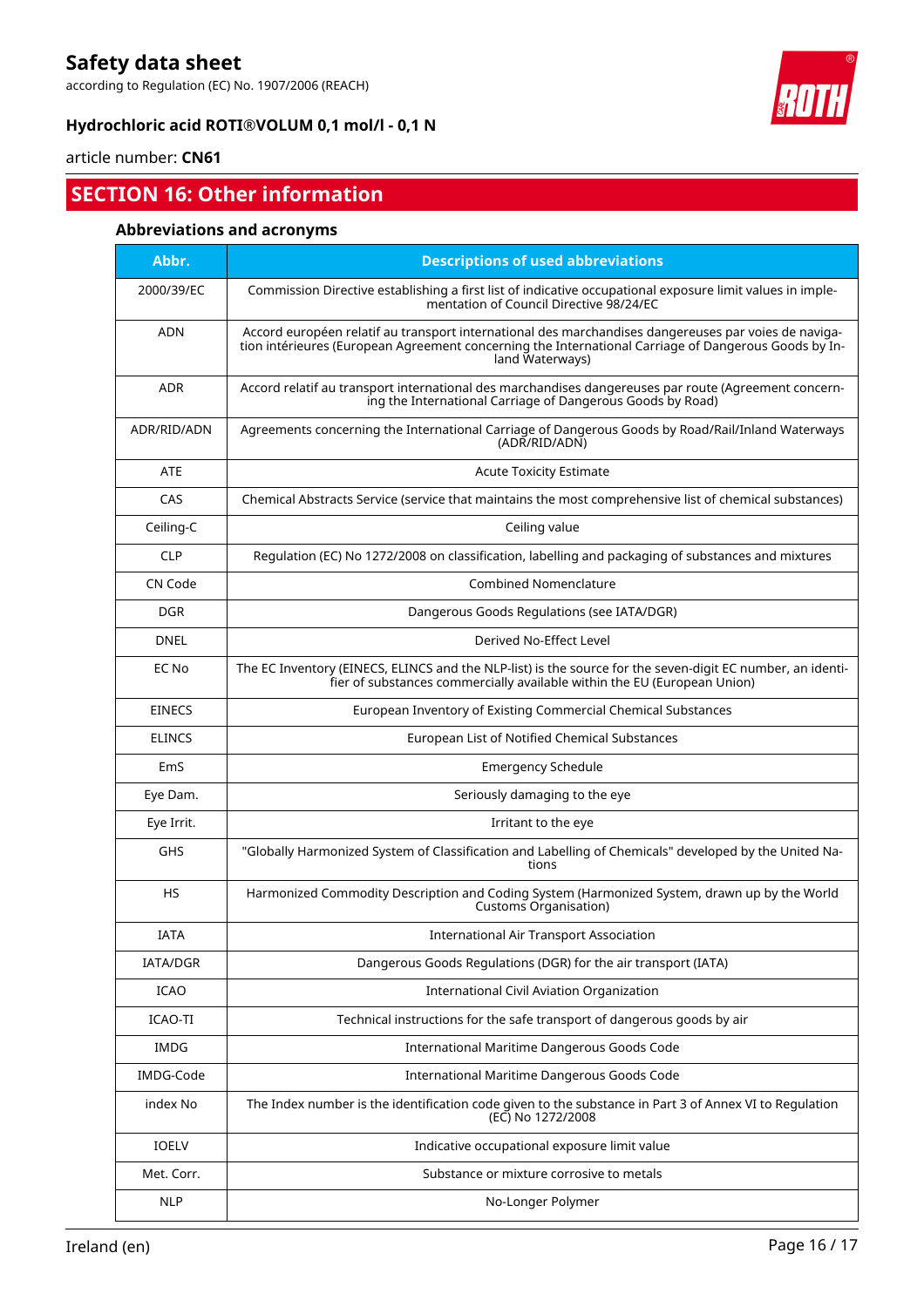## SECTION 16: Other information

### Abbreviations and acronyms

| Abbr. | Descriptions of used abbreviations |
|---|---|
| 2000/39/EC | Commission Directive establishing a first list of indicative occupational exposure limit values in implementation of Council Directive 98/24/EC |
| ADN | Accord européen relatif au transport international des marchandises dangereuses par voies de navigation intérieures (European Agreement concerning the International Carriage of Dangerous Goods by Inland Waterways) |
| ADR | Accord relatif au transport international des marchandises dangereuses par route (Agreement concerning the International Carriage of Dangerous Goods by Road) |
| ADR/RID/ADN | Agreements concerning the International Carriage of Dangerous Goods by Road/Rail/Inland Waterways (ADR/RID/ADN) |
| ATE | Acute Toxicity Estimate |
| CAS | Chemical Abstracts Service (service that maintains the most comprehensive list of chemical substances) |
| Ceiling-C | Ceiling value |
| CLP | Regulation (EC) No 1272/2008 on classification, labelling and packaging of substances and mixtures |
| CN Code | Combined Nomenclature |
| DGR | Dangerous Goods Regulations (see IATA/DGR) |
| DNEL | Derived No-Effect Level |
| EC No | The EC Inventory (EINECS, ELINCS and the NLP-list) is the source for the seven-digit EC number, an identifier of substances commercially available within the EU (European Union) |
| EINECS | European Inventory of Existing Commercial Chemical Substances |
| ELINCS | European List of Notified Chemical Substances |
| EmS | Emergency Schedule |
| Eye Dam. | Seriously damaging to the eye |
| Eye Irrit. | Irritant to the eye |
| GHS | "Globally Harmonized System of Classification and Labelling of Chemicals" developed by the United Nations |
| HS | Harmonized Commodity Description and Coding System (Harmonized System, drawn up by the World Customs Organisation) |
| IATA | International Air Transport Association |
| IATA/DGR | Dangerous Goods Regulations (DGR) for the air transport (IATA) |
| ICAO | International Civil Aviation Organization |
| ICAO-TI | Technical instructions for the safe transport of dangerous goods by air |
| IMDG | International Maritime Dangerous Goods Code |
| IMDG-Code | International Maritime Dangerous Goods Code |
| index No | The Index number is the identification code given to the substance in Part 3 of Annex VI to Regulation (EC) No 1272/2008 |
| IOELV | Indicative occupational exposure limit value |
| Met. Corr. | Substance or mixture corrosive to metals |
| NLP | No-Longer Polymer |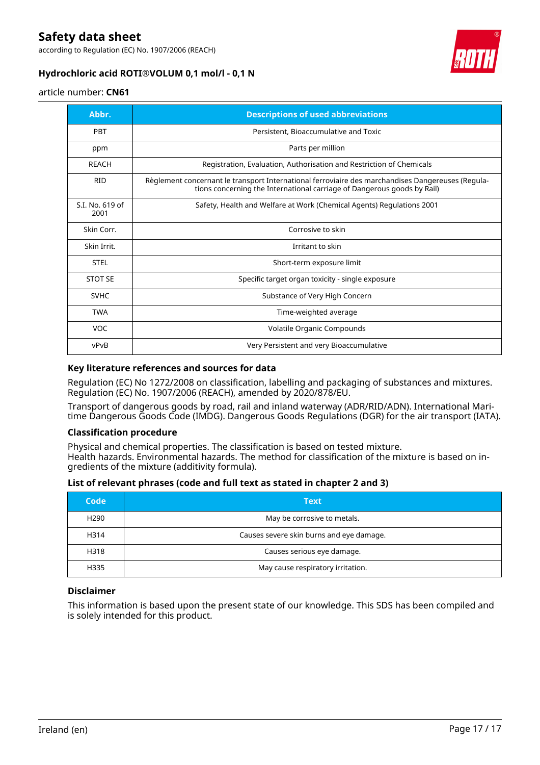| Abbr. | Descriptions of used abbreviations |
|---|---|
| PBT | Persistent, Bioaccumulative and Toxic |
| ppm | Parts per million |
| REACH | Registration, Evaluation, Authorisation and Restriction of Chemicals |
| RID | Règlement concernant le transport International ferroviaire des marchandises Dangereuses (Regulations concerning the International carriage of Dangerous goods by Rail) |
| S.I. No. 619 of 2001 | Safety, Health and Welfare at Work (Chemical Agents) Regulations 2001 |
| Skin Corr. | Corrosive to skin |
| Skin Irrit. | Irritant to skin |
| STEL | Short-term exposure limit |
| STOT SE | Specific target organ toxicity - single exposure |
| SVHC | Substance of Very High Concern |
| TWA | Time-weighted average |
| VOC | Volatile Organic Compounds |
| vPvB | Very Persistent and very Bioaccumulative |

### Key literature references and sources for data

Regulation (EC) No 1272/2008 on classification, labelling and packaging of substances and mixtures. Regulation (EC) No. 1907/2006 (REACH), amended by 2020/878/EU.

Transport of dangerous goods by road, rail and inland waterway (ADR/RID/ADN). International Maritime Dangerous Goods Code (IMDG). Dangerous Goods Regulations (DGR) for the air transport (IATA).

### Classification procedure

Physical and chemical properties. The classification is based on tested mixture.
Health hazards. Environmental hazards. The method for classification of the mixture is based on ingredients of the mixture (additivity formula).

### List of relevant phrases (code and full text as stated in chapter 2 and 3)

| Code | Text |
|---|---|
| H290 | May be corrosive to metals. |
| H314 | Causes severe skin burns and eye damage. |
| H318 | Causes serious eye damage. |
| H335 | May cause respiratory irritation. |

### Disclaimer

This information is based upon the present state of our knowledge. This SDS has been compiled and is solely intended for this product.